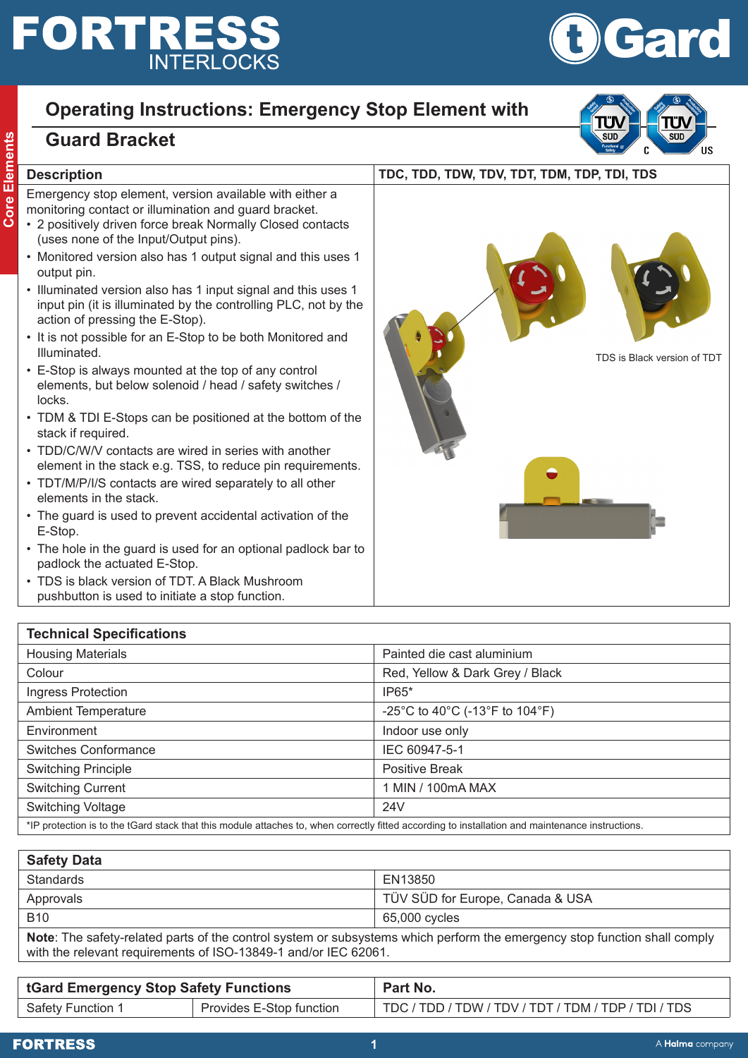# Operating Instructions: Emergency Stop Element with Guard Bracket

| Description | TDC, TDD, TDW, TDV, TDT, TDM, TDP, TDI, TDS |
|---|---|

Emergency stop element, version available with either a monitoring contact or illumination and guard bracket.

- 2 positively driven force break Normally Closed contacts (uses none of the Input/Output pins).
- Monitored version also has 1 output signal and this uses 1 output pin.
- Illuminated version also has 1 input signal and this uses 1 input pin (it is illuminated by the controlling PLC, not by the action of pressing the E-Stop).
- It is not possible for an E-Stop to be both Monitored and Illuminated.
- E-Stop is always mounted at the top of any control elements, but below solenoid / head / safety switches / locks.
- TDM & TDI E-Stops can be positioned at the bottom of the stack if required.
- TDD/C/W/V contacts are wired in series with another element in the stack e.g. TSS, to reduce pin requirements.
- TDT/M/P/I/S contacts are wired separately to all other elements in the stack.
- The guard is used to prevent accidental activation of the E-Stop.
- The hole in the guard is used for an optional padlock bar to padlock the actuated E-Stop.
- TDS is black version of TDT. A Black Mushroom pushbutton is used to initiate a stop function.

TDS is Black version of TDT

| Technical Specifications | |
|---|---|
| Housing Materials | Painted die cast aluminium |
| Colour | Red, Yellow & Dark Grey / Black |
| Ingress Protection | IP65* |
| Ambient Temperature | -25°C to 40°C (-13°F to 104°F) |
| Environment | Indoor use only |
| Switches Conformance | IEC 60947-5-1 |
| Switching Principle | Positive Break |
| Switching Current | 1 MIN / 100mA MAX |
| Switching Voltage | 24V |

*IP protection is to the tGard stack that this module attaches to, when correctly fitted according to installation and maintenance instructions.

| Safety Data | |
|---|---|
| Standards | EN13850 |
| Approvals | TÜV SÜD for Europe, Canada & USA |
| B10 | 65,000 cycles |

**Note**: The safety-related parts of the control system or subsystems which perform the emergency stop function shall comply with the relevant requirements of ISO-13849-1 and/or IEC 62061.

| tGard Emergency Stop Safety Functions | | Part No. |
|---|---|---|
| Safety Function 1 | Provides E-Stop function | TDC / TDD / TDW / TDV / TDT / TDM / TDP / TDI / TDS |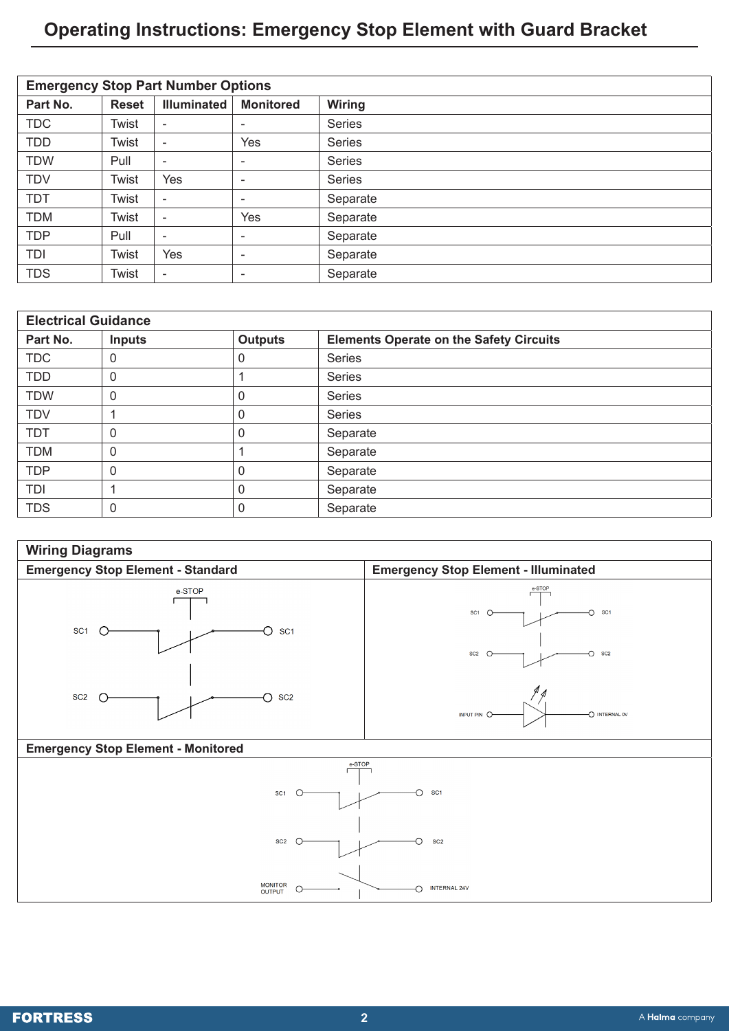# Operating Instructions: Emergency Stop Element with Guard Bracket

| Emergency Stop Part Number Options | | | | |
|---|---|---|---|---|
| **Part No.** | **Reset** | **Illuminated** | **Monitored** | **Wiring** |
| TDC | Twist | - | - | Series |
| TDD | Twist | - | Yes | Series |
| TDW | Pull | - | - | Series |
| TDV | Twist | Yes | - | Series |
| TDT | Twist | - | - | Separate |
| TDM | Twist | - | Yes | Separate |
| TDP | Pull | - | - | Separate |
| TDI | Twist | Yes | - | Separate |
| TDS | Twist | - | - | Separate |

| Electrical Guidance | | | |
|---|---|---|---|
| **Part No.** | **Inputs** | **Outputs** | **Elements Operate on the Safety Circuits** |
| TDC | 0 | 0 | Series |
| TDD | 0 | 1 | Series |
| TDW | 0 | 0 | Series |
| TDV | 1 | 0 | Series |
| TDT | 0 | 0 | Separate |
| TDM | 0 | 1 | Separate |
| TDP | 0 | 0 | Separate |
| TDI | 1 | 0 | Separate |
| TDS | 0 | 0 | Separate |

## Wiring Diagrams

### Emergency Stop Element - Standard

e-STOP

SC1 — SC1

SC2 — SC2

### Emergency Stop Element - Illuminated

e-STOP

SC1 — SC1

SC2 — SC2

INPUT PIN — INTERNAL 0V

### Emergency Stop Element - Monitored

e-STOP

SC1 — SC1

SC2 — SC2

MONITOR OUTPUT — INTERNAL 24V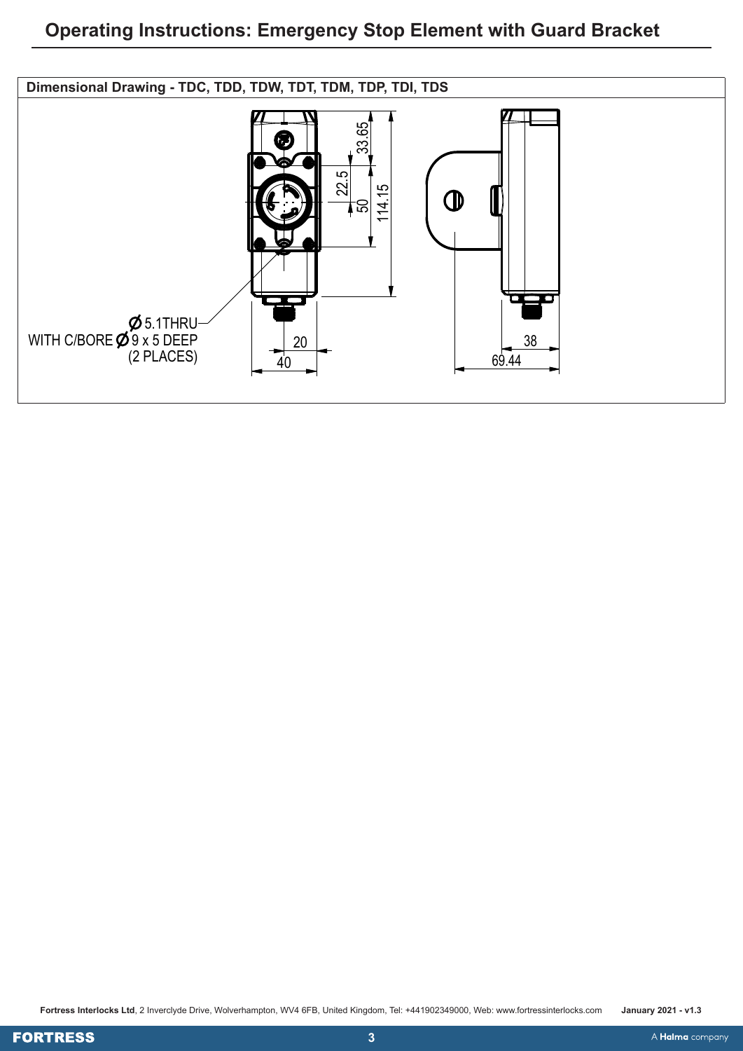## Operating Instructions: Emergency Stop Element with Guard Bracket

### Dimensional Drawing - TDC, TDD, TDW, TDT, TDM, TDP, TDI, TDS

33.65

22.5

50

114.15

Ø 5.1THRU
WITH C/BORE Ø 9 x 5 DEEP
(2 PLACES)

20

40

38

69.44

**Fortress Interlocks Ltd**, 2 Inverclyde Drive, Wolverhampton, WV4 6FB, United Kingdom, Tel: +441902349000, Web: www.fortressinterlocks.com **January 2021 - v1.3**